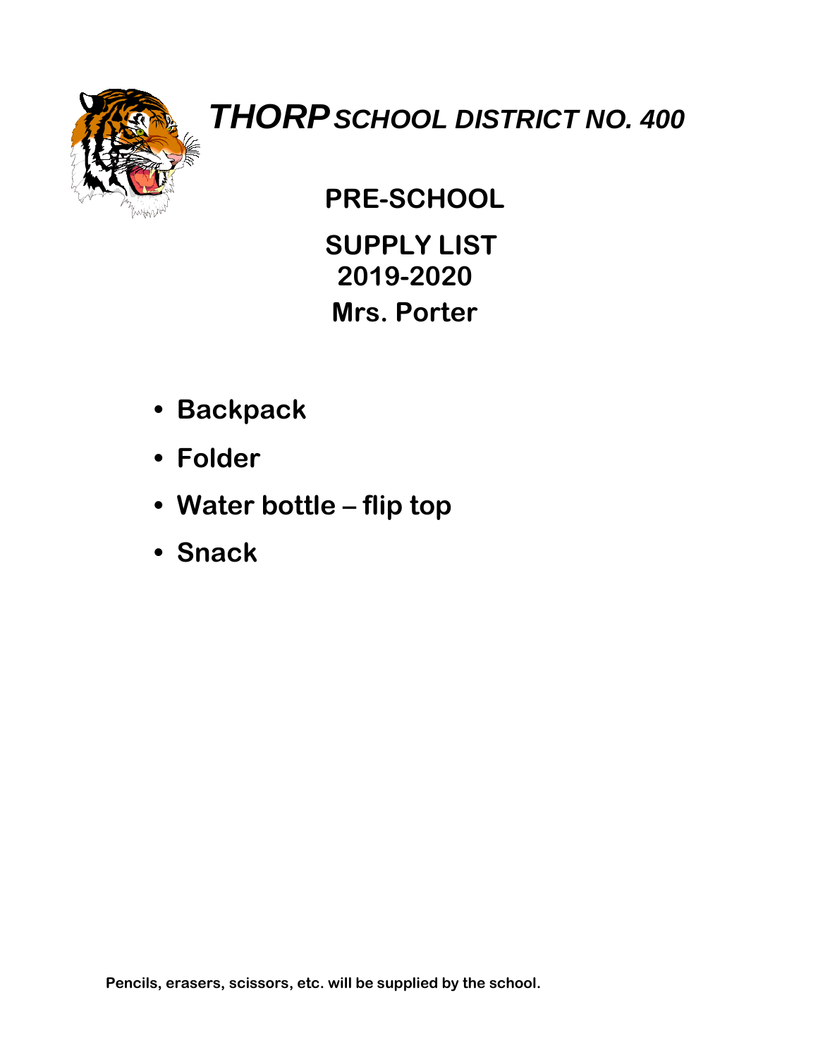# ***THORP*** *SCHOOL DISTRICT NO. 400*

## PRE-SCHOOL

## SUPPLY LIST
## 2019-2020
## Mrs. Porter

- **Backpack**
- **Folder**
- **Water bottle – flip top**
- **Snack**

**Pencils, erasers, scissors, etc. will be supplied by the school.**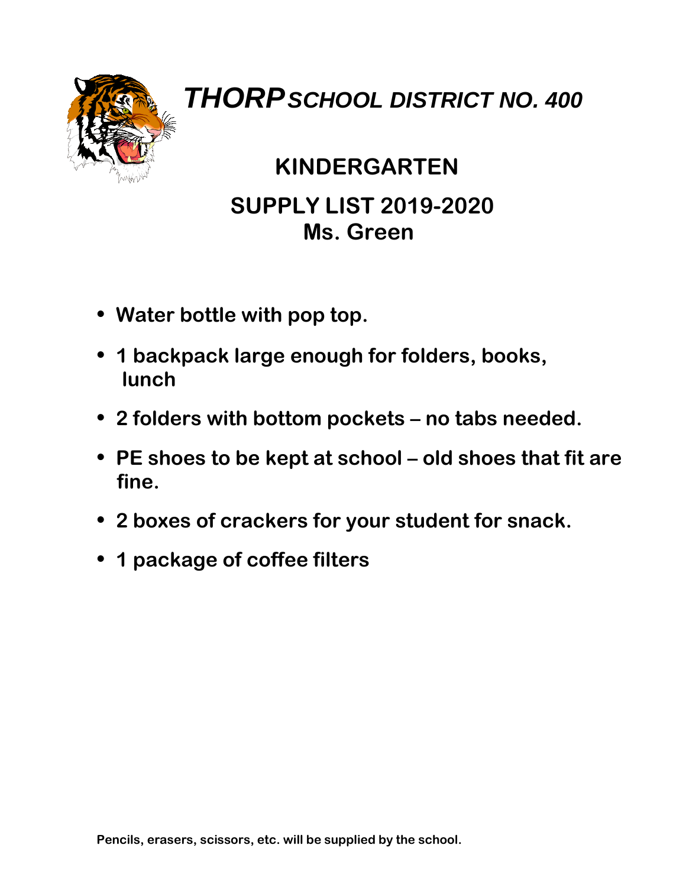# ***THORP** SCHOOL DISTRICT NO. 400*

## KINDERGARTEN

## SUPPLY LIST 2019-2020
## Ms. Green

- **Water bottle with pop top.**
- **1 backpack large enough for folders, books, lunch**
- **2 folders with bottom pockets – no tabs needed.**
- **PE shoes to be kept at school – old shoes that fit are fine.**
- **2 boxes of crackers for your student for snack.**
- **1 package of coffee filters**

**Pencils, erasers, scissors, etc. will be supplied by the school.**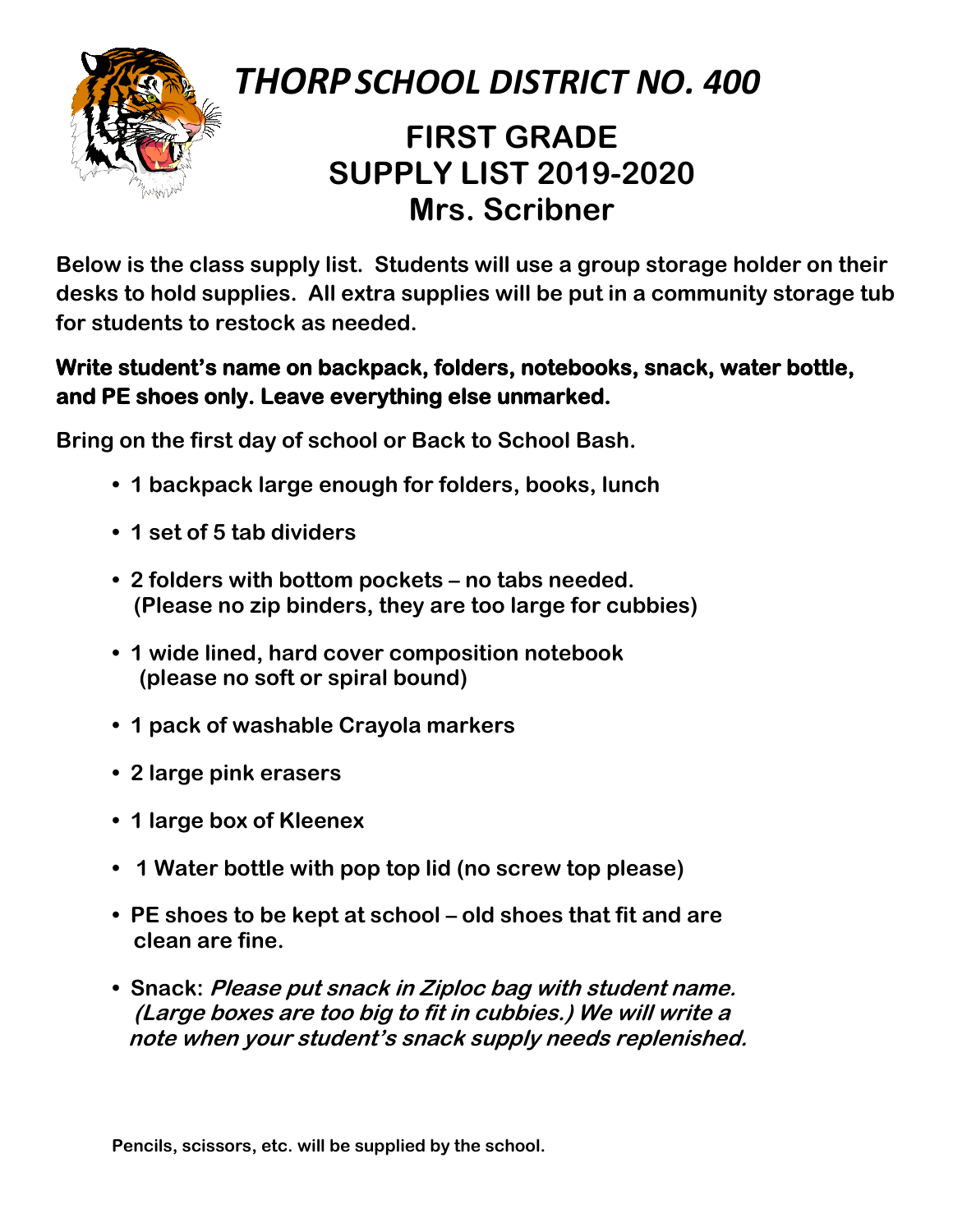# *THORP SCHOOL DISTRICT NO. 400*

## FIRST GRADE SUPPLY LIST 2019-2020 Mrs. Scribner

**Below is the class supply list. Students will use a group storage holder on their desks to hold supplies. All extra supplies will be put in a community storage tub for students to restock as needed.**

**Write student's name on backpack, folders, notebooks, snack, water bottle, and PE shoes only. Leave everything else unmarked.**

**Bring on the first day of school or Back to School Bash.**

- **1 backpack large enough for folders, books, lunch**
- **1 set of 5 tab dividers**
- **2 folders with bottom pockets – no tabs needed. (Please no zip binders, they are too large for cubbies)**
- **1 wide lined, hard cover composition notebook (please no soft or spiral bound)**
- **1 pack of washable Crayola markers**
- **2 large pink erasers**
- **1 large box of Kleenex**
- **1 Water bottle with pop top lid (no screw top please)**
- **PE shoes to be kept at school – old shoes that fit and are clean are fine.**
- **Snack: *Please put snack in Ziploc bag with student name. (Large boxes are too big to fit in cubbies.) We will write a note when your student's snack supply needs replenished.***

**Pencils, scissors, etc. will be supplied by the school.**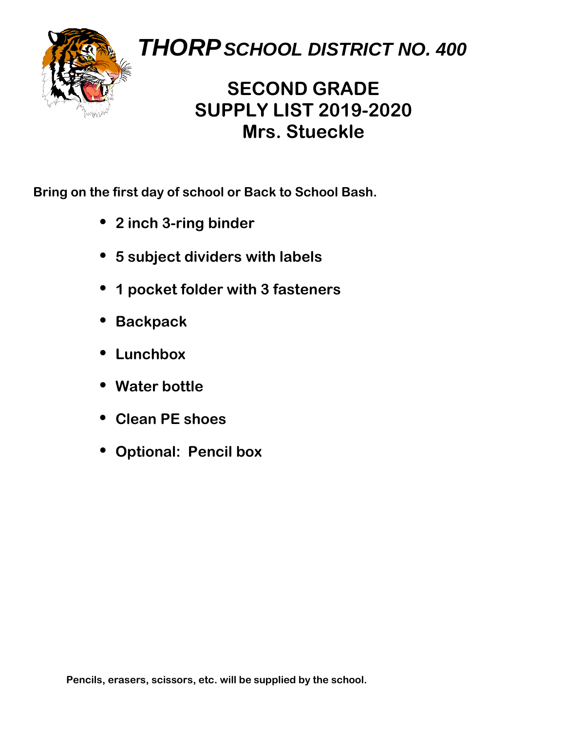# ***THORP*** *SCHOOL DISTRICT NO. 400*

## SECOND GRADE
## SUPPLY LIST 2019-2020
## Mrs. Stueckle

**Bring on the first day of school or Back to School Bash.**

- **2 inch 3-ring binder**
- **5 subject dividers with labels**
- **1 pocket folder with 3 fasteners**
- **Backpack**
- **Lunchbox**
- **Water bottle**
- **Clean PE shoes**
- **Optional: Pencil box**

**Pencils, erasers, scissors, etc. will be supplied by the school.**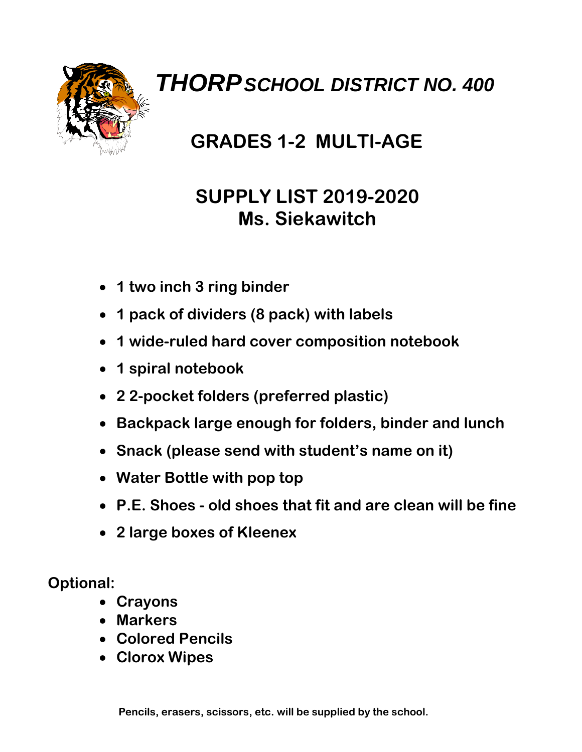# ***THORP*** *SCHOOL DISTRICT NO. 400*

## GRADES 1-2 MULTI-AGE

## SUPPLY LIST 2019-2020
## Ms. Siekawitch

- **1 two inch 3 ring binder**
- **1 pack of dividers (8 pack) with labels**
- **1 wide-ruled hard cover composition notebook**
- **1 spiral notebook**
- **2 2-pocket folders (preferred plastic)**
- **Backpack large enough for folders, binder and lunch**
- **Snack (please send with student's name on it)**
- **Water Bottle with pop top**
- **P.E. Shoes - old shoes that fit and are clean will be fine**
- **2 large boxes of Kleenex**

**Optional:**

- **Crayons**
- **Markers**
- **Colored Pencils**
- **Clorox Wipes**

**Pencils, erasers, scissors, etc. will be supplied by the school.**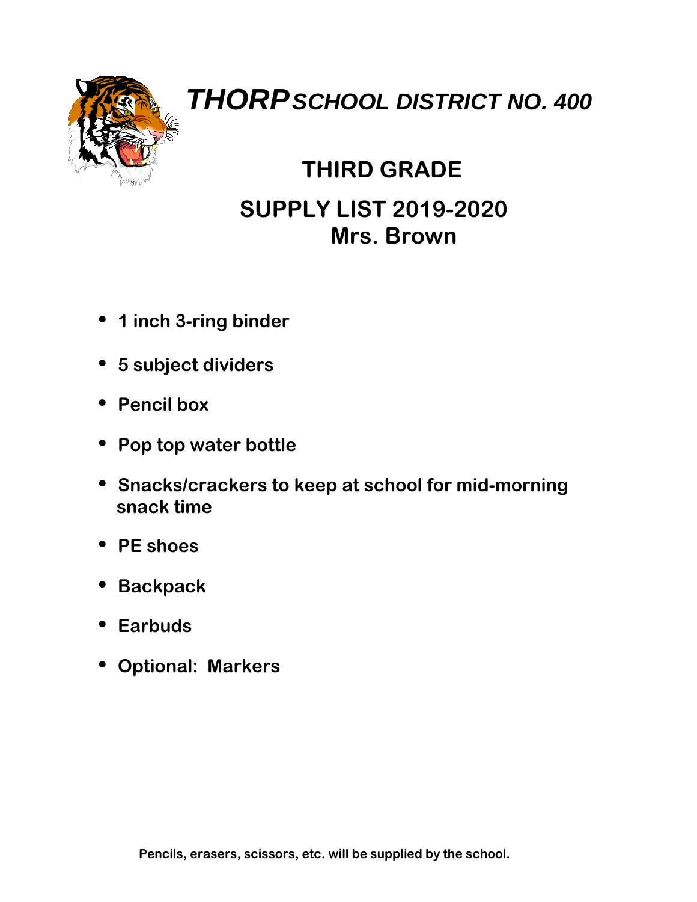# ***THORP*** *SCHOOL DISTRICT NO. 400*

## THIRD GRADE

## SUPPLY LIST 2019-2020
## Mrs. Brown

- **1 inch 3-ring binder**
- **5 subject dividers**
- **Pencil box**
- **Pop top water bottle**
- **Snacks/crackers to keep at school for mid-morning snack time**
- **PE shoes**
- **Backpack**
- **Earbuds**
- **Optional: Markers**

**Pencils, erasers, scissors, etc. will be supplied by the school.**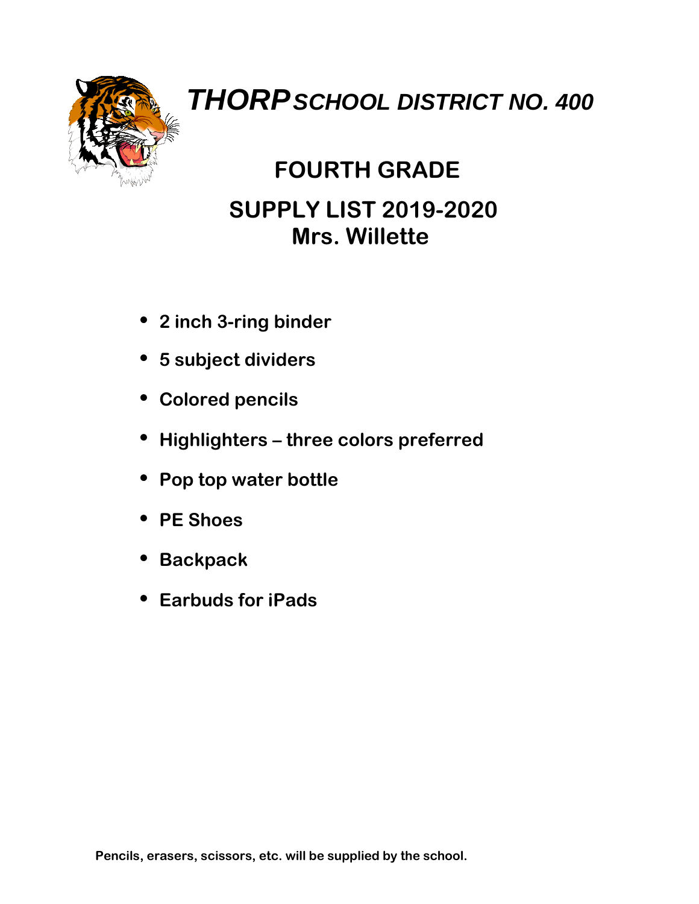# *THORP SCHOOL DISTRICT NO. 400*

## FOURTH GRADE

## SUPPLY LIST 2019-2020
## Mrs. Willette

- **2 inch 3-ring binder**
- **5 subject dividers**
- **Colored pencils**
- **Highlighters – three colors preferred**
- **Pop top water bottle**
- **PE Shoes**
- **Backpack**
- **Earbuds for iPads**

**Pencils, erasers, scissors, etc. will be supplied by the school.**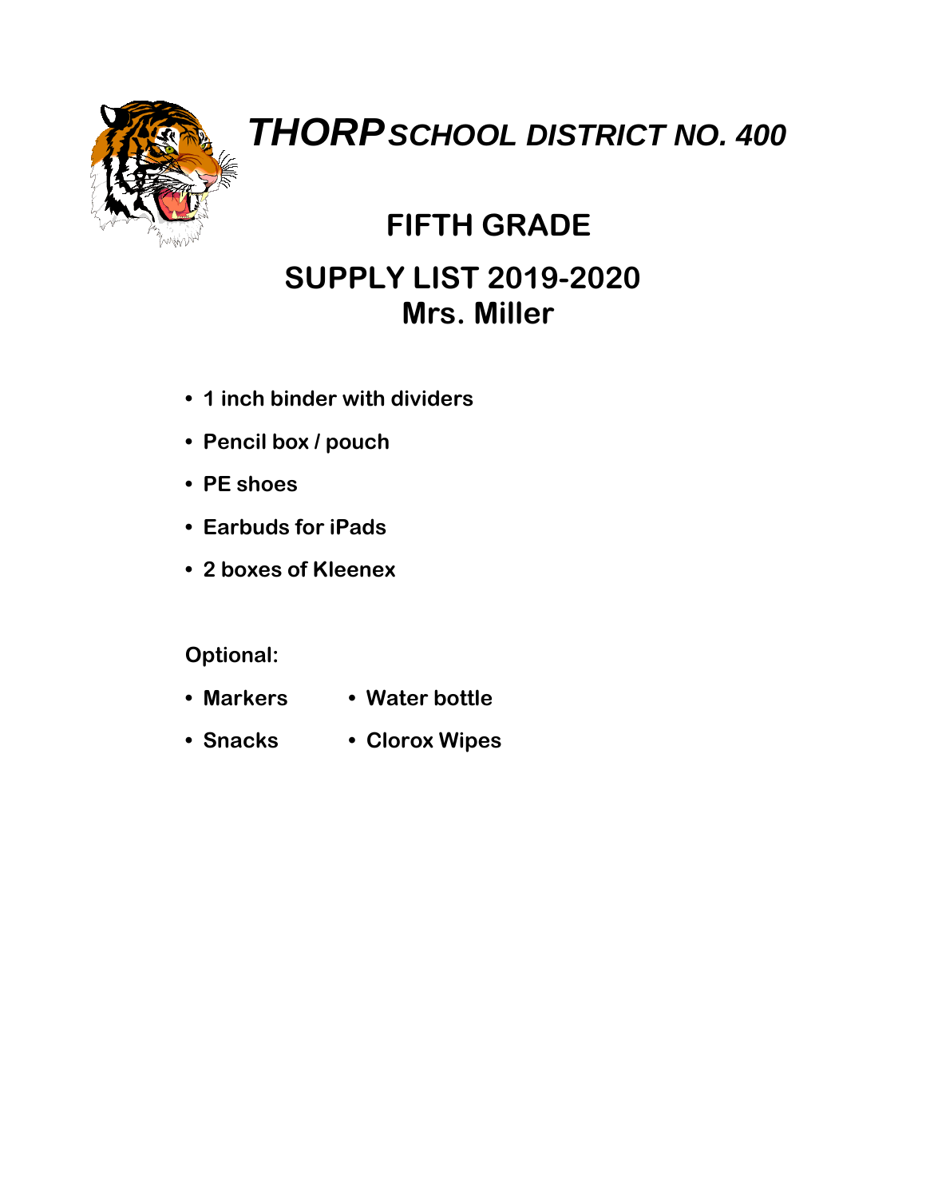# *THORP* *SCHOOL DISTRICT NO. 400*

## FIFTH GRADE

## SUPPLY LIST 2019-2020
## Mrs. Miller

- **1 inch binder with dividers**
- **Pencil box / pouch**
- **PE shoes**
- **Earbuds for iPads**
- **2 boxes of Kleenex**

**Optional:**

- **Markers**
- **Snacks**
- **Water bottle**
- **Clorox Wipes**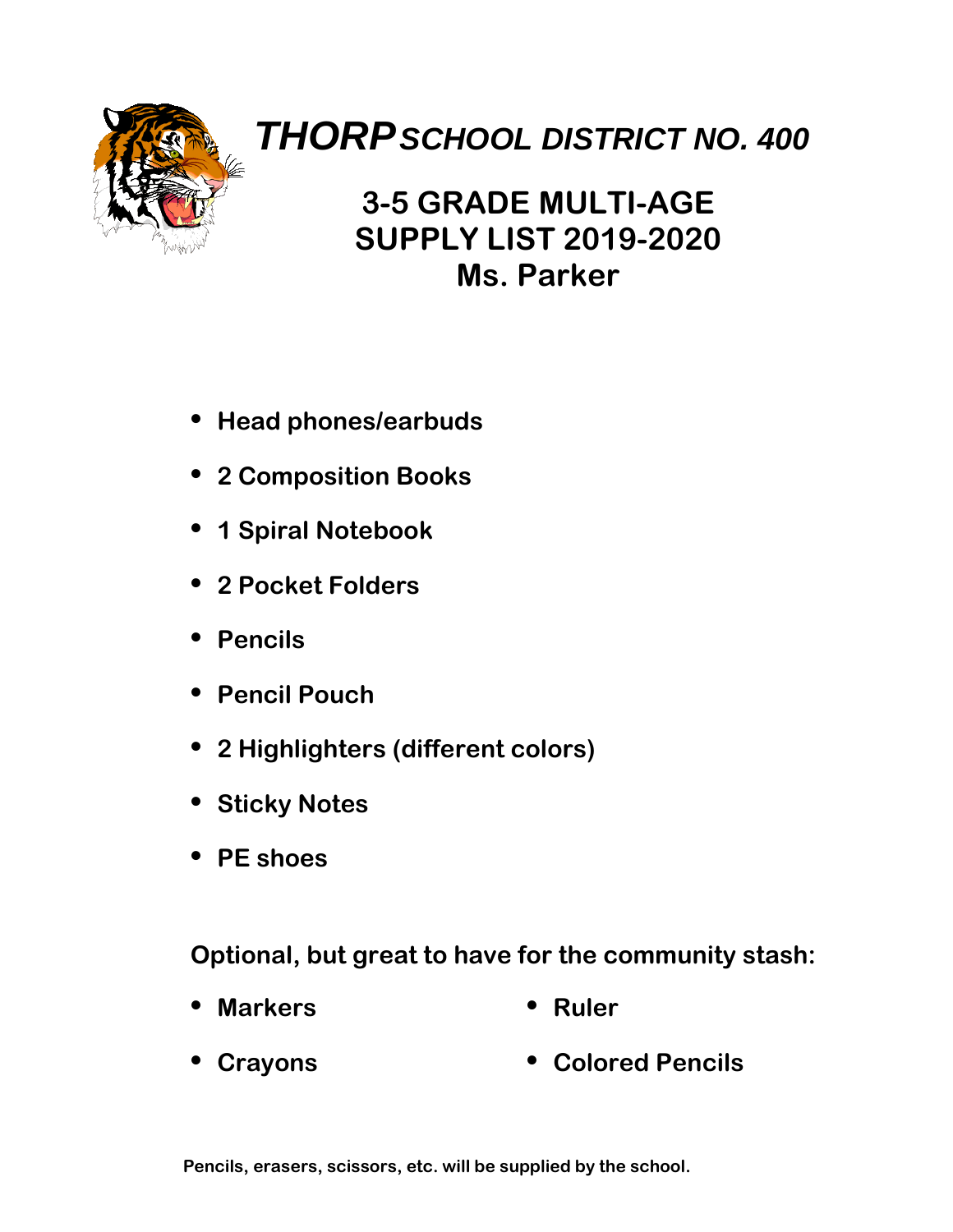# ***THORP*** *SCHOOL DISTRICT NO. 400*

## 3-5 GRADE MULTI-AGE SUPPLY LIST 2019-2020 Ms. Parker

- **Head phones/earbuds**
- **2 Composition Books**
- **1 Spiral Notebook**
- **2 Pocket Folders**
- **Pencils**
- **Pencil Pouch**
- **2 Highlighters (different colors)**
- **Sticky Notes**
- **PE shoes**

**Optional, but great to have for the community stash:**

- **Markers**
- **Crayons**
- **Ruler**
- **Colored Pencils**

**Pencils, erasers, scissors, etc. will be supplied by the school.**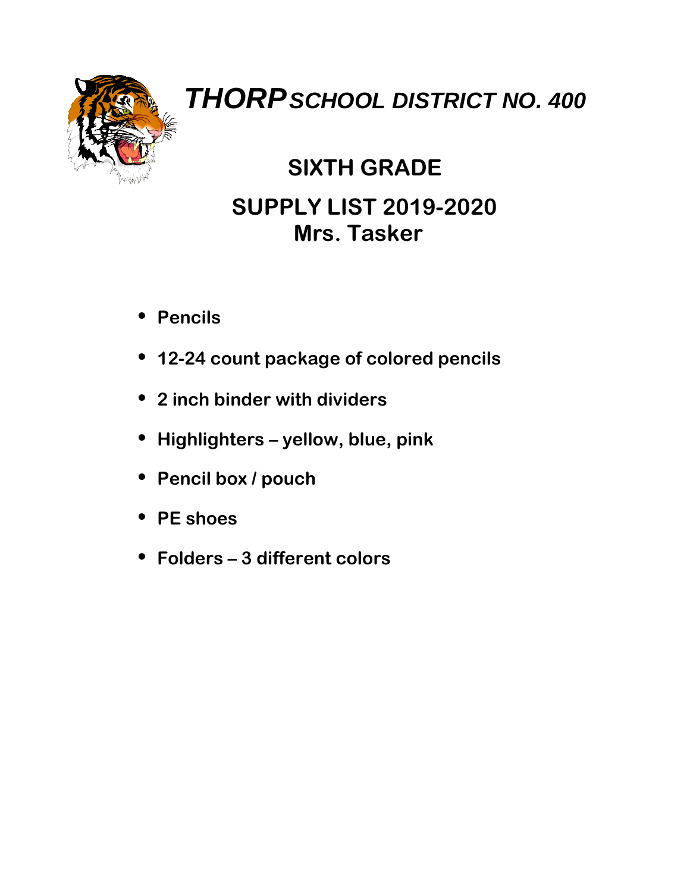# ***THORP*** *SCHOOL DISTRICT NO. 400*

## SIXTH GRADE

## SUPPLY LIST 2019-2020
## Mrs. Tasker

- **Pencils**
- **12-24 count package of colored pencils**
- **2 inch binder with dividers**
- **Highlighters – yellow, blue, pink**
- **Pencil box / pouch**
- **PE shoes**
- **Folders – 3 different colors**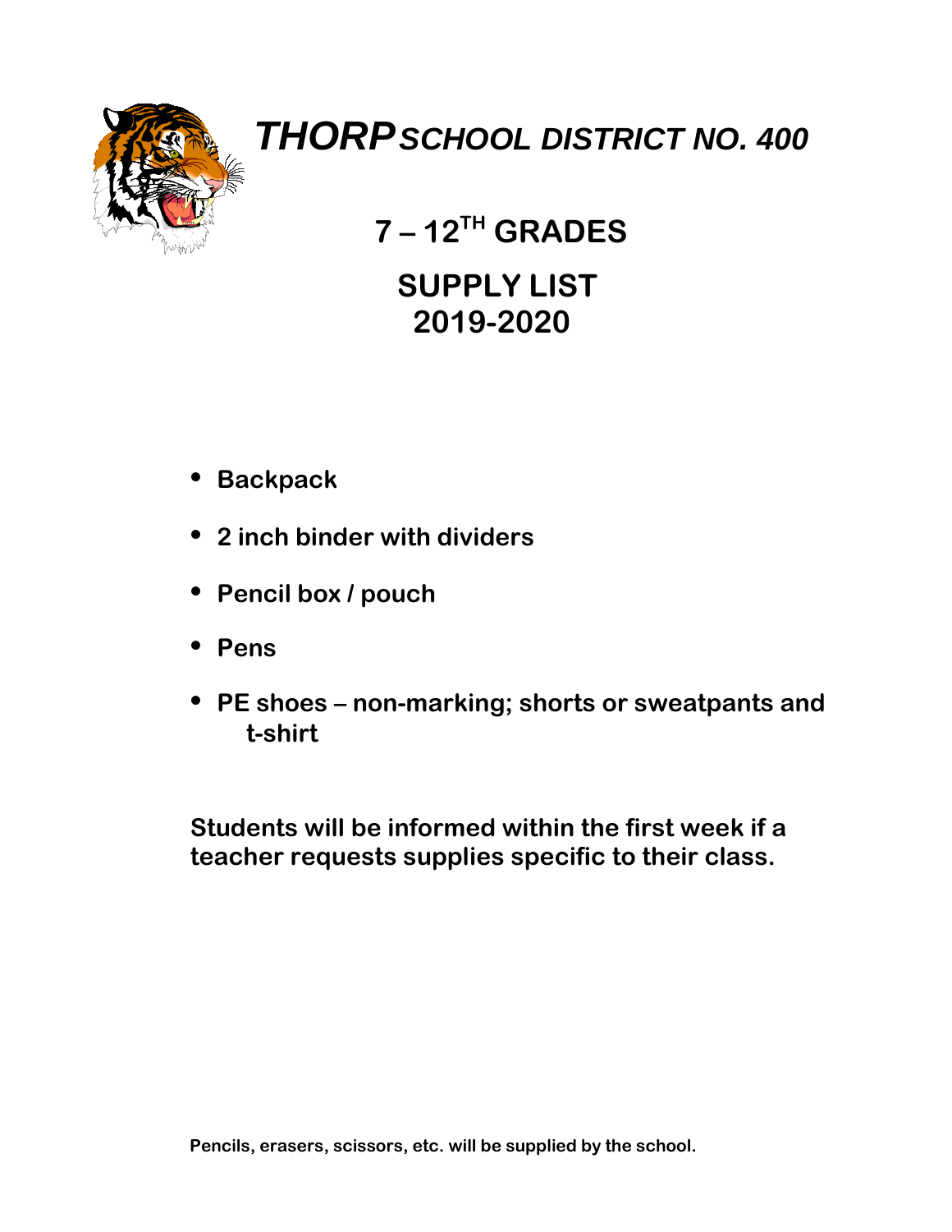# ***THORP*** ***SCHOOL DISTRICT NO. 400***

## 7 – 12TH GRADES

## SUPPLY LIST
## 2019-2020

- **Backpack**
- **2 inch binder with dividers**
- **Pencil box / pouch**
- **Pens**
- **PE shoes – non-marking; shorts or sweatpants and t-shirt**

**Students will be informed within the first week if a teacher requests supplies specific to their class.**

**Pencils, erasers, scissors, etc. will be supplied by the school.**